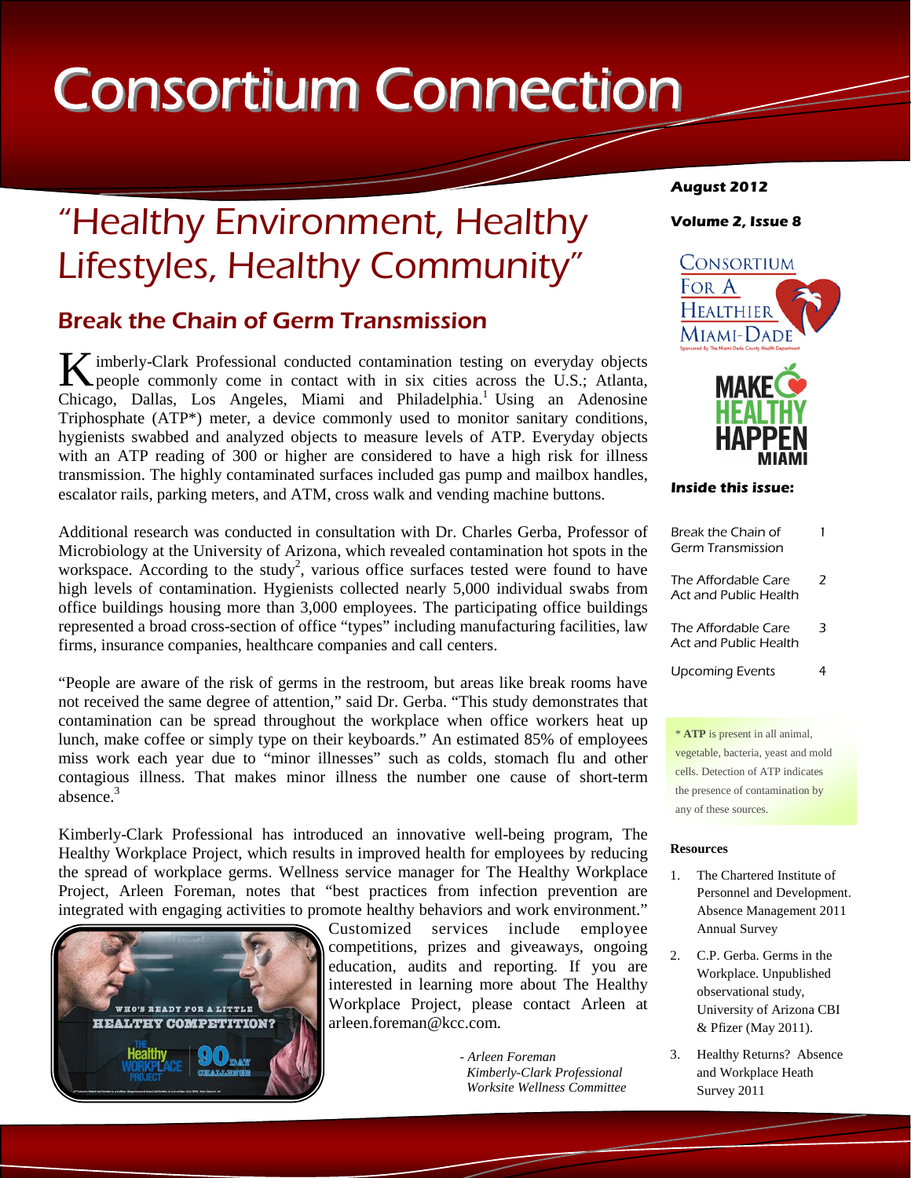# Consortium Connection

**August 2012**

**Volume 2, Issue 8**

## "Healthy Environment, Healthy Lifestyles, Healthy Community"

### Break the Chain of Germ Transmission

Kimberly-Clark Professional conducted contamination testing on everyday objects people commonly come in contact with in six cities across the U.S.; Atlanta, Chicago, Dallas, Los Angeles, Miami and Philadelphia.[1] Using an Adenosine Triphosphate (ATP*) meter, a device commonly used to monitor sanitary conditions, hygienists swabbed and analyzed objects to measure levels of ATP. Everyday objects with an ATP reading of 300 or higher are considered to have a high risk for illness transmission. The highly contaminated surfaces included gas pump and mailbox handles, escalator rails, parking meters, and ATM, cross walk and vending machine buttons.

Additional research was conducted in consultation with Dr. Charles Gerba, Professor of Microbiology at the University of Arizona, which revealed contamination hot spots in the workspace. According to the study[2], various office surfaces tested were found to have high levels of contamination. Hygienists collected nearly 5,000 individual swabs from office buildings housing more than 3,000 employees. The participating office buildings represented a broad cross-section of office "types" including manufacturing facilities, law firms, insurance companies, healthcare companies and call centers.

"People are aware of the risk of germs in the restroom, but areas like break rooms have not received the same degree of attention," said Dr. Gerba. "This study demonstrates that contamination can be spread throughout the workplace when office workers heat up lunch, make coffee or simply type on their keyboards." An estimated 85% of employees miss work each year due to "minor illnesses" such as colds, stomach flu and other contagious illness. That makes minor illness the number one cause of short-term absence.[3]

Kimberly-Clark Professional has introduced an innovative well-being program, The Healthy Workplace Project, which results in improved health for employees by reducing the spread of workplace germs. Wellness service manager for The Healthy Workplace Project, Arleen Foreman, notes that "best practices from infection prevention are integrated with engaging activities to promote healthy behaviors and work environment." Customized services include employee competitions, prizes and giveaways, ongoing education, audits and reporting. If you are interested in learning more about The Healthy Workplace Project, please contact Arleen at arleen.foreman@kcc.com.

*- Arleen Foreman*
*Kimberly-Clark Professional*
*Worksite Wellness Committee*

**Inside this issue:**

| | |
|---|---|
| Break the Chain of Germ Transmission | 1 |
| The Affordable Care Act and Public Health | 2 |
| The Affordable Care Act and Public Health | 3 |
| Upcoming Events | 4 |

\* **ATP** is present in all animal, vegetable, bacteria, yeast and mold cells. Detection of ATP indicates the presence of contamination by any of these sources.

**Resources**

1. The Chartered Institute of Personnel and Development. Absence Management 2011 Annual Survey
2. C.P. Gerba. Germs in the Workplace. Unpublished observational study, University of Arizona CBI & Pfizer (May 2011).
3. Healthy Returns? Absence and Workplace Heath Survey 2011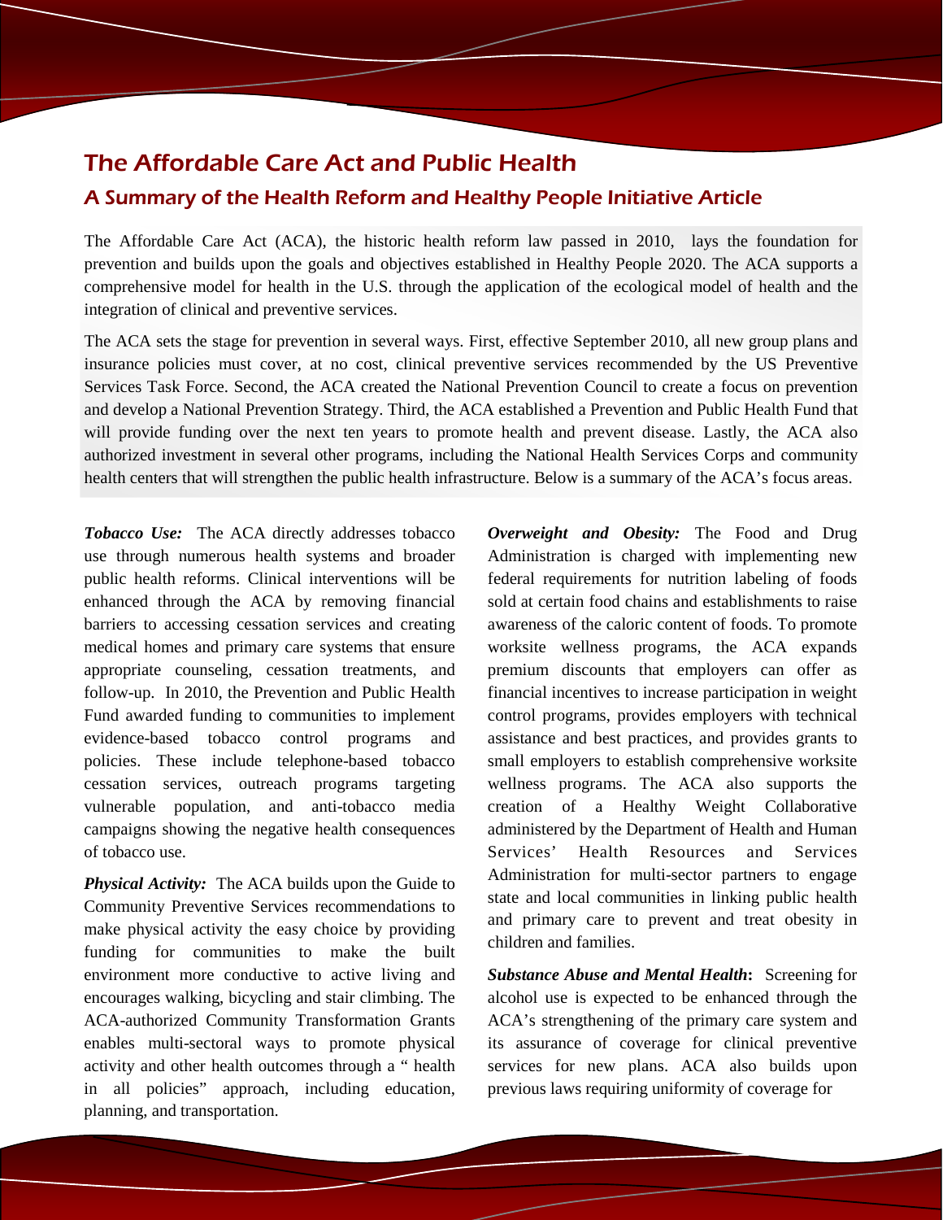# The Affordable Care Act and Public Health

## A Summary of the Health Reform and Healthy People Initiative Article

The Affordable Care Act (ACA), the historic health reform law passed in 2010, lays the foundation for prevention and builds upon the goals and objectives established in Healthy People 2020. The ACA supports a comprehensive model for health in the U.S. through the application of the ecological model of health and the integration of clinical and preventive services.

The ACA sets the stage for prevention in several ways. First, effective September 2010, all new group plans and insurance policies must cover, at no cost, clinical preventive services recommended by the US Preventive Services Task Force. Second, the ACA created the National Prevention Council to create a focus on prevention and develop a National Prevention Strategy. Third, the ACA established a Prevention and Public Health Fund that will provide funding over the next ten years to promote health and prevent disease. Lastly, the ACA also authorized investment in several other programs, including the National Health Services Corps and community health centers that will strengthen the public health infrastructure. Below is a summary of the ACA's focus areas.

***Tobacco Use:*** The ACA directly addresses tobacco use through numerous health systems and broader public health reforms. Clinical interventions will be enhanced through the ACA by removing financial barriers to accessing cessation services and creating medical homes and primary care systems that ensure appropriate counseling, cessation treatments, and follow-up. In 2010, the Prevention and Public Health Fund awarded funding to communities to implement evidence-based tobacco control programs and policies. These include telephone-based tobacco cessation services, outreach programs targeting vulnerable population, and anti-tobacco media campaigns showing the negative health consequences of tobacco use.

***Physical Activity:*** The ACA builds upon the Guide to Community Preventive Services recommendations to make physical activity the easy choice by providing funding for communities to make the built environment more conductive to active living and encourages walking, bicycling and stair climbing. The ACA-authorized Community Transformation Grants enables multi-sectoral ways to promote physical activity and other health outcomes through a " health in all policies" approach, including education, planning, and transportation.

***Overweight and Obesity:*** The Food and Drug Administration is charged with implementing new federal requirements for nutrition labeling of foods sold at certain food chains and establishments to raise awareness of the caloric content of foods. To promote worksite wellness programs, the ACA expands premium discounts that employers can offer as financial incentives to increase participation in weight control programs, provides employers with technical assistance and best practices, and provides grants to small employers to establish comprehensive worksite wellness programs. The ACA also supports the creation of a Healthy Weight Collaborative administered by the Department of Health and Human Services' Health Resources and Services Administration for multi-sector partners to engage state and local communities in linking public health and primary care to prevent and treat obesity in children and families.

***Substance Abuse and Mental Health*:** Screening for alcohol use is expected to be enhanced through the ACA's strengthening of the primary care system and its assurance of coverage for clinical preventive services for new plans. ACA also builds upon previous laws requiring uniformity of coverage for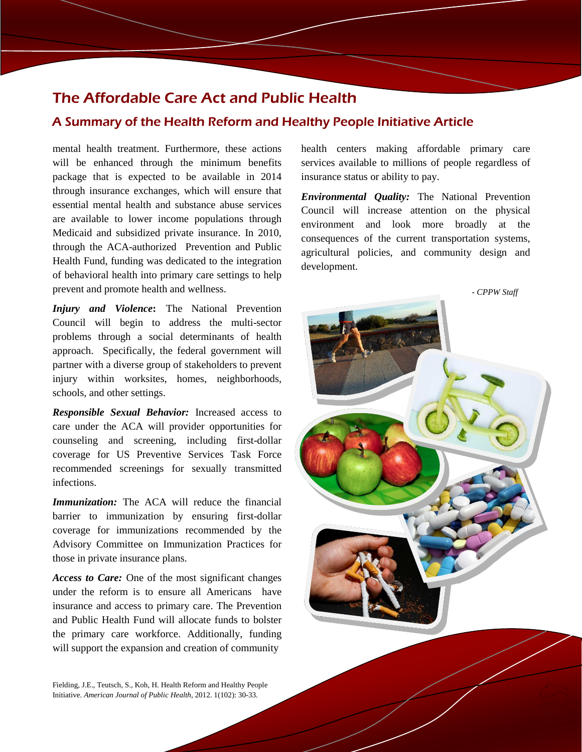# The Affordable Care Act and Public Health

## A Summary of the Health Reform and Healthy People Initiative Article

mental health treatment. Furthermore, these actions will be enhanced through the minimum benefits package that is expected to be available in 2014 through insurance exchanges, which will ensure that essential mental health and substance abuse services are available to lower income populations through Medicaid and subsidized private insurance. In 2010, through the ACA-authorized Prevention and Public Health Fund, funding was dedicated to the integration of behavioral health into primary care settings to help prevent and promote health and wellness.

***Injury and Violence*:** The National Prevention Council will begin to address the multi-sector problems through a social determinants of health approach. Specifically, the federal government will partner with a diverse group of stakeholders to prevent injury within worksites, homes, neighborhoods, schools, and other settings.

***Responsible Sexual Behavior:*** Increased access to care under the ACA will provider opportunities for counseling and screening, including first-dollar coverage for US Preventive Services Task Force recommended screenings for sexually transmitted infections.

***Immunization:*** The ACA will reduce the financial barrier to immunization by ensuring first-dollar coverage for immunizations recommended by the Advisory Committee on Immunization Practices for those in private insurance plans.

***Access to Care:*** One of the most significant changes under the reform is to ensure all Americans have insurance and access to primary care. The Prevention and Public Health Fund will allocate funds to bolster the primary care workforce. Additionally, funding will support the expansion and creation of community health centers making affordable primary care services available to millions of people regardless of insurance status or ability to pay.

***Environmental Quality:*** The National Prevention Council will increase attention on the physical environment and look more broadly at the consequences of the current transportation systems, agricultural policies, and community design and development.

*- CPPW Staff*

Fielding, J.E., Teutsch, S., Koh, H. Health Reform and Healthy People Initiative. *American Journal of Public Health*, 2012. 1(102): 30-33.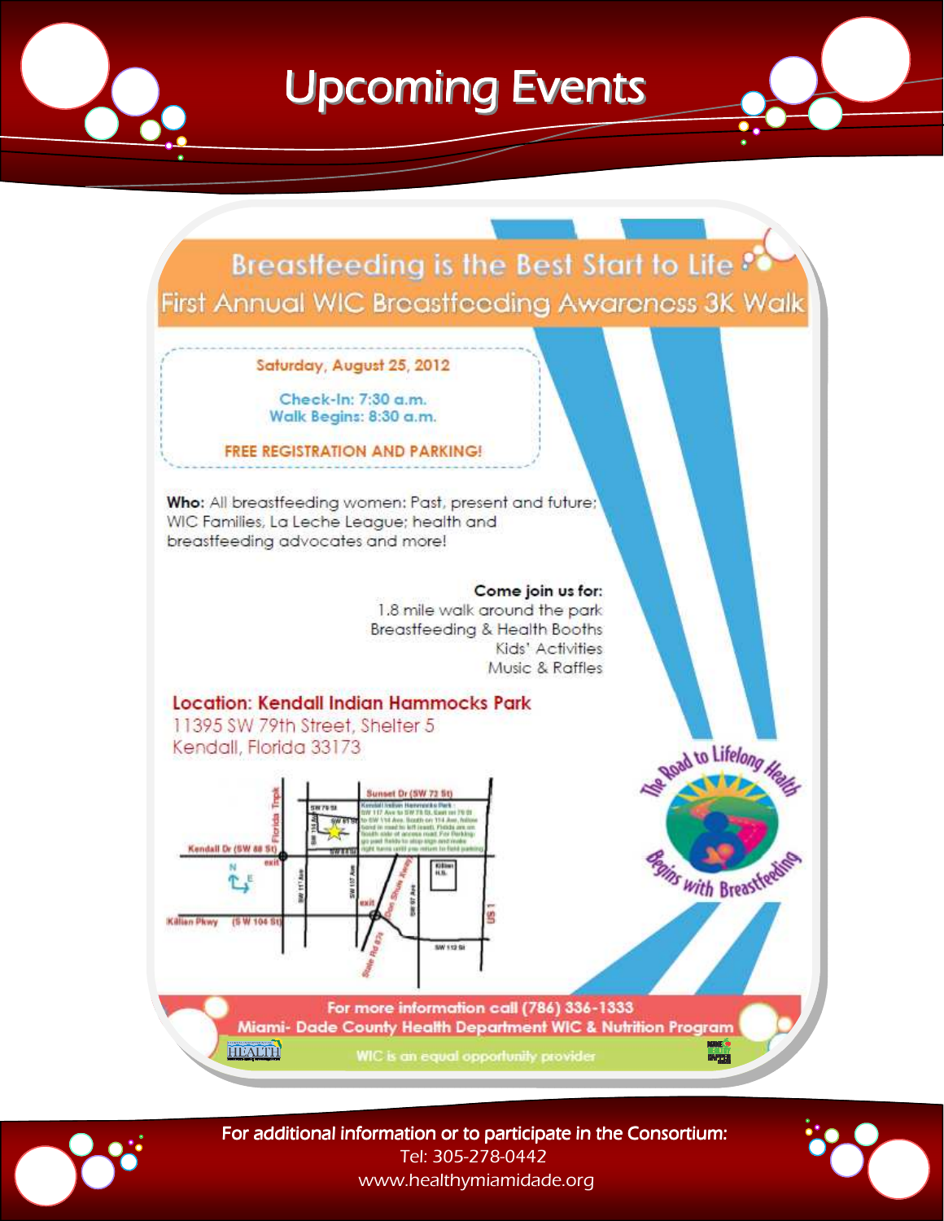# Upcoming Events

## Breastfeeding is the Best Start to Life

### First Annual WIC Breastfeeding Awareness 3K Walk

Saturday, August 25, 2012

Check-In: 7:30 a.m.
Walk Begins: 8:30 a.m.

FREE REGISTRATION AND PARKING!

**Who:** All breastfeeding women: Past, present and future; WIC Families, La Leche League; health and breastfeeding advocates and more!

**Come join us for:**
1.8 mile walk around the park
Breastfeeding & Health Booths
Kids' Activities
Music & Raffles

**Location: Kendall Indian Hammocks Park**
11395 SW 79th Street, Shelter 5
Kendall, Florida 33173

Sunset Dr (SW 72 St)
Kendall Indian Hammocks Park - SW 117 Ave to SW 79 St. East on 79 St to SW 114 Ave. South on 114 Ave. follow bend in road to left (east). Fields are on South side of access road. For Parking go past fields to stop sign and make right turns until you return to field parking.
SW 79 St
SW 81 St
SW 84 St
SW 114 Ave
Florida Trpk
Kendall Dr (SW 88 St)
exit
SW 117 Ave
SW 107 Ave
Don Shula Xway
SW 97 Ave
Killian H.S.
US 1
Killian Pkwy (SW 104 St)
State Rd 874
SW 112 St

The Road to Lifelong Health Begins with Breastfeeding

For more information call (786) 336-1333
Miami- Dade County Health Department WIC & Nutrition Program

HEALTH

WIC is an equal opportunity provider

For additional information or to participate in the Consortium:
Tel: 305-278-0442
www.healthymiamidade.org